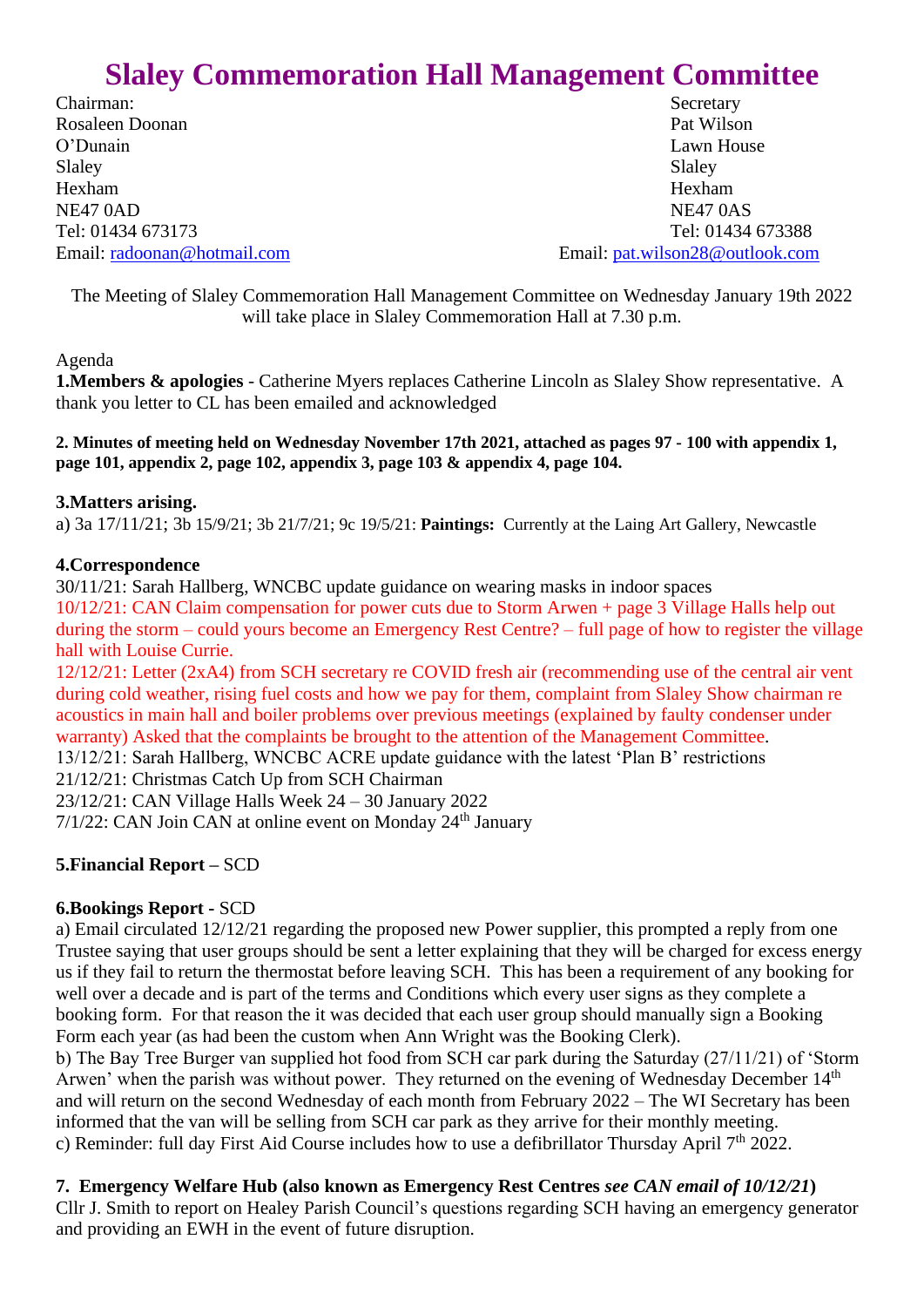# Slaley Commemoration Hall Management Committee

Chairman:
Rosaleen Doonan
O'Dunain
Slaley
Hexham
NE47 0AD
Tel: 01434 673173
Email: radoonan@hotmail.com

Secretary
Pat Wilson
Lawn House
Slaley
Hexham
NE47 0AS
Tel: 01434 673388
Email: pat.wilson28@outlook.com

The Meeting of Slaley Commemoration Hall Management Committee on Wednesday January 19th 2022 will take place in Slaley Commemoration Hall at 7.30 p.m.

Agenda

**1.Members & apologies** - Catherine Myers replaces Catherine Lincoln as Slaley Show representative. A thank you letter to CL has been emailed and acknowledged

**2. Minutes of meeting held on Wednesday November 17th 2021, attached as pages 97 - 100 with appendix 1, page 101, appendix 2, page 102, appendix 3, page 103 & appendix 4, page 104.**

**3.Matters arising.**

a) 3a 17/11/21; 3b 15/9/21; 3b 21/7/21; 9c 19/5/21: **Paintings:** Currently at the Laing Art Gallery, Newcastle

**4.Correspondence**

30/11/21: Sarah Hallberg, WNCBC update guidance on wearing masks in indoor spaces

10/12/21: CAN Claim compensation for power cuts due to Storm Arwen + page 3 Village Halls help out during the storm – could yours become an Emergency Rest Centre? – full page of how to register the village hall with Louise Currie.

12/12/21: Letter (2xA4) from SCH secretary re COVID fresh air (recommending use of the central air vent during cold weather, rising fuel costs and how we pay for them, complaint from Slaley Show chairman re acoustics in main hall and boiler problems over previous meetings (explained by faulty condenser under warranty) Asked that the complaints be brought to the attention of the Management Committee.

13/12/21: Sarah Hallberg, WNCBC ACRE update guidance with the latest 'Plan B' restrictions

21/12/21: Christmas Catch Up from SCH Chairman

23/12/21: CAN Village Halls Week 24 – 30 January 2022

7/1/22: CAN Join CAN at online event on Monday 24th January

**5.Financial Report –** SCD

**6.Bookings Report -** SCD

a) Email circulated 12/12/21 regarding the proposed new Power supplier, this prompted a reply from one Trustee saying that user groups should be sent a letter explaining that they will be charged for excess energy us if they fail to return the thermostat before leaving SCH. This has been a requirement of any booking for well over a decade and is part of the terms and Conditions which every user signs as they complete a booking form. For that reason the it was decided that each user group should manually sign a Booking Form each year (as had been the custom when Ann Wright was the Booking Clerk).

b) The Bay Tree Burger van supplied hot food from SCH car park during the Saturday (27/11/21) of 'Storm Arwen' when the parish was without power. They returned on the evening of Wednesday December 14th and will return on the second Wednesday of each month from February 2022 – The WI Secretary has been informed that the van will be selling from SCH car park as they arrive for their monthly meeting.

c) Reminder: full day First Aid Course includes how to use a defibrillator Thursday April 7th 2022.

**7. Emergency Welfare Hub (also known as Emergency Rest Centres *see CAN email of 10/12/21*)**

Cllr J. Smith to report on Healey Parish Council's questions regarding SCH having an emergency generator and providing an EWH in the event of future disruption.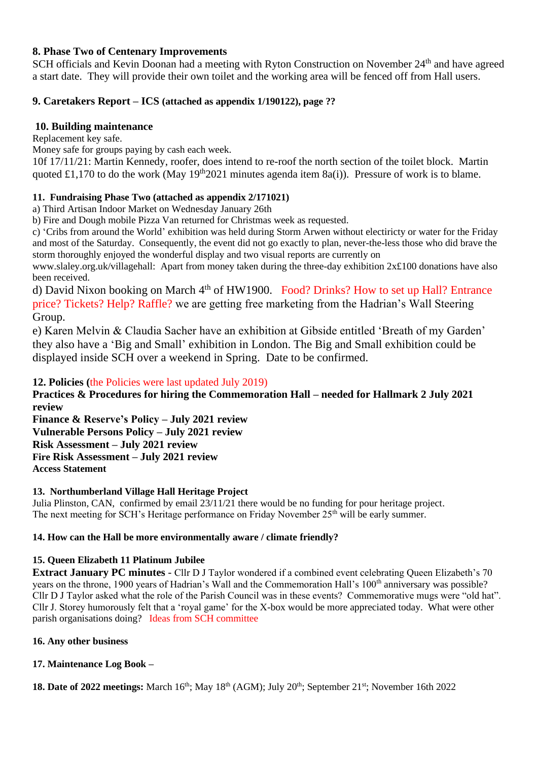**8. Phase Two of Centenary Improvements**

SCH officials and Kevin Doonan had a meeting with Ryton Construction on November 24th and have agreed a start date. They will provide their own toilet and the working area will be fenced off from Hall users.

**9. Caretakers Report – ICS (attached as appendix 1/190122), page ??**

**10. Building maintenance**

Replacement key safe.
Money safe for groups paying by cash each week.
10f 17/11/21: Martin Kennedy, roofer, does intend to re-roof the north section of the toilet block. Martin quoted £1,170 to do the work (May 19th2021 minutes agenda item 8a(i)). Pressure of work is to blame.

**11. Fundraising Phase Two (attached as appendix 2/171021)**

a) Third Artisan Indoor Market on Wednesday January 26th
b) Fire and Dough mobile Pizza Van returned for Christmas week as requested.
c) 'Cribs from around the World' exhibition was held during Storm Arwen without electiricty or water for the Friday and most of the Saturday. Consequently, the event did not go exactly to plan, never-the-less those who did brave the storm thoroughly enjoyed the wonderful display and two visual reports are currently on www.slaley.org.uk/villagehall: Apart from money taken during the three-day exhibition 2x£100 donations have also been received.
d) David Nixon booking on March 4th of HW1900. Food? Drinks? How to set up Hall? Entrance price? Tickets? Help? Raffle? we are getting free marketing from the Hadrian's Wall Steering Group.
e) Karen Melvin & Claudia Sacher have an exhibition at Gibside entitled 'Breath of my Garden' they also have a 'Big and Small' exhibition in London. The Big and Small exhibition could be displayed inside SCH over a weekend in Spring. Date to be confirmed.

**12. Policies (**the Policies were last updated July 2019)

**Practices & Procedures for hiring the Commemoration Hall – needed for Hallmark 2 July 2021 review**
**Finance & Reserve's Policy – July 2021 review**
**Vulnerable Persons Policy – July 2021 review**
**Risk Assessment – July 2021 review**
**Fire Risk Assessment – July 2021 review**
**Access Statement**

**13. Northumberland Village Hall Heritage Project**

Julia Plinston, CAN, confirmed by email 23/11/21 there would be no funding for pour heritage project.
The next meeting for SCH's Heritage performance on Friday November 25th will be early summer.

**14. How can the Hall be more environmentally aware / climate friendly?**

**15. Queen Elizabeth 11 Platinum Jubilee**

**Extract January PC minutes -** Cllr D J Taylor wondered if a combined event celebrating Queen Elizabeth's 70 years on the throne, 1900 years of Hadrian's Wall and the Commemoration Hall's 100th anniversary was possible? Cllr D J Taylor asked what the role of the Parish Council was in these events? Commemorative mugs were "old hat". Cllr J. Storey humorously felt that a 'royal game' for the X-box would be more appreciated today. What were other parish organisations doing? Ideas from SCH committee

**16. Any other business**

**17. Maintenance Log Book –**

**18. Date of 2022 meetings:** March 16th; May 18th (AGM); July 20th; September 21st; November 16th 2022